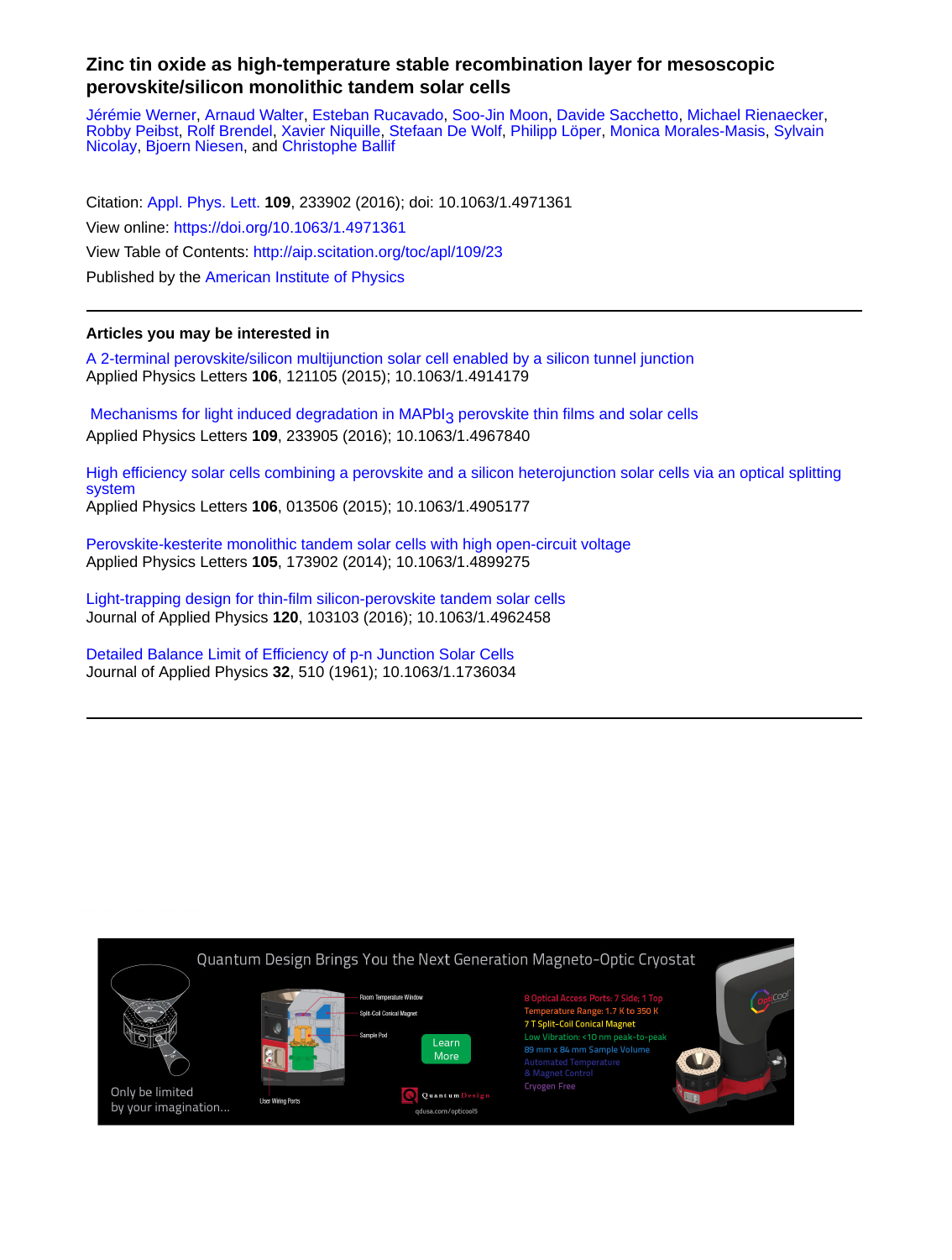# Zinc tin oxide as high-temperature stable recombination layer for mesoscopic perovskite/silicon monolithic tandem solar cells

Jérémie Werner, Arnaud Walter, Esteban Rucavado, Soo-Jin Moon, Davide Sacchetto, Michael Rienaecker, Robby Peibst, Rolf Brendel, Xavier Niquille, Stefaan De Wolf, Philipp Löper, Monica Morales-Masis, Sylvain Nicolay, Bjoern Niesen, and Christophe Ballif

Citation: Appl. Phys. Lett. **109**, 233902 (2016); doi: 10.1063/1.4971361

View online: https://doi.org/10.1063/1.4971361

View Table of Contents: http://aip.scitation.org/toc/apl/109/23

Published by the American Institute of Physics

---

## Articles you may be interested in

A 2-terminal perovskite/silicon multijunction solar cell enabled by a silicon tunnel junction
Applied Physics Letters **106**, 121105 (2015); 10.1063/1.4914179

Mechanisms for light induced degradation in $MAPbI_3$ perovskite thin films and solar cells
Applied Physics Letters **109**, 233905 (2016); 10.1063/1.4967840

High efficiency solar cells combining a perovskite and a silicon heterojunction solar cells via an optical splitting system
Applied Physics Letters **106**, 013506 (2015); 10.1063/1.4905177

Perovskite-kesterite monolithic tandem solar cells with high open-circuit voltage
Applied Physics Letters **105**, 173902 (2014); 10.1063/1.4899275

Light-trapping design for thin-film silicon-perovskite tandem solar cells
Journal of Applied Physics **120**, 103103 (2016); 10.1063/1.4962458

Detailed Balance Limit of Efficiency of p-n Junction Solar Cells
Journal of Applied Physics **32**, 510 (1961); 10.1063/1.1736034

---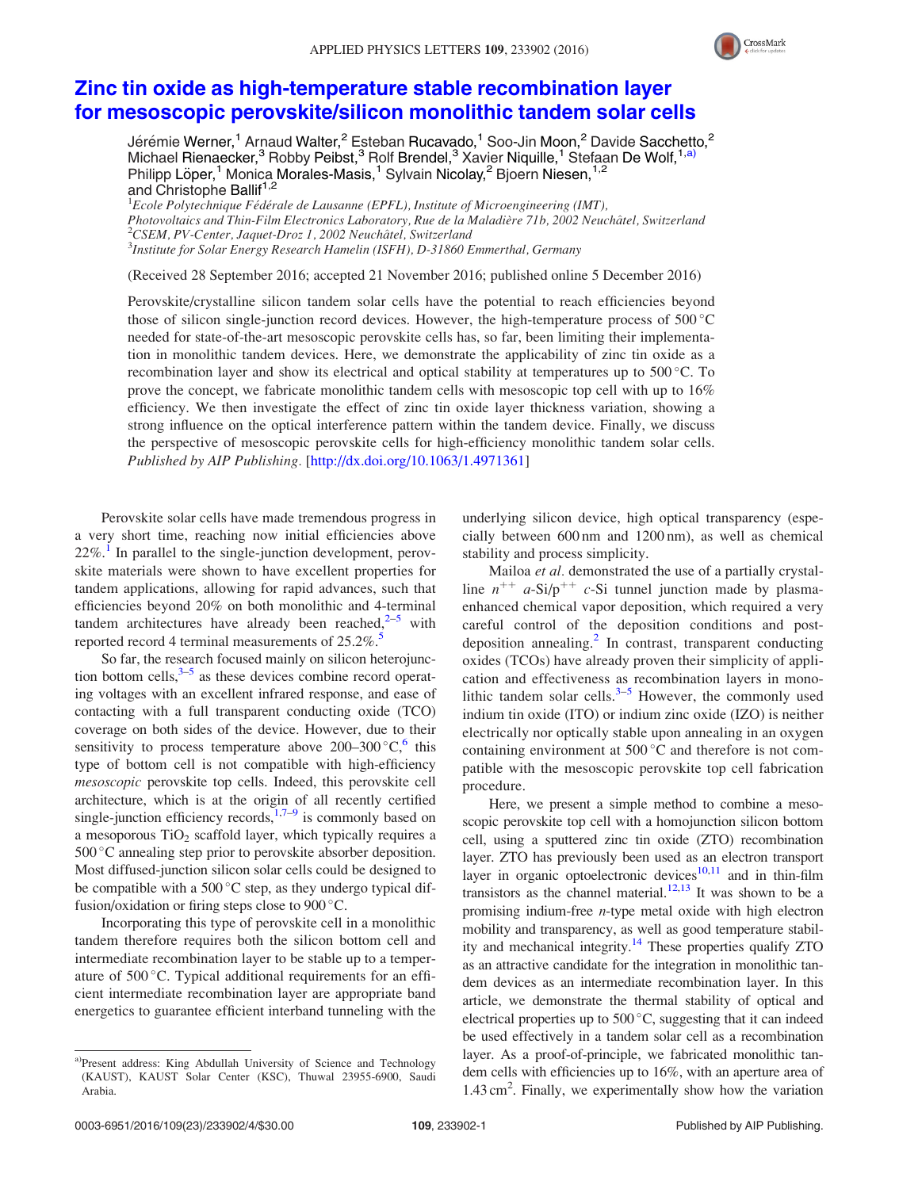# Zinc tin oxide as high-temperature stable recombination layer for mesoscopic perovskite/silicon monolithic tandem solar cells

Jérémie Werner,[1] Arnaud Walter,[2] Esteban Rucavado,[1] Soo-Jin Moon,[2] Davide Sacchetto,[2] Michael Rienaecker,[3] Robby Peibst,[3] Rolf Brendel,[3] Xavier Niquille,[1] Stefaan De Wolf,[1,a)] Philipp Löper,[1] Monica Morales-Masis,[1] Sylvain Nicolay,[2] Bjoern Niesen,[1,2] and Christophe Ballif[1,2]

[1]*Ecole Polytechnique Fédérale de Lausanne (EPFL), Institute of Microengineering (IMT), Photovoltaics and Thin-Film Electronics Laboratory, Rue de la Maladière 71b, 2002 Neuchâtel, Switzerland*
[2]*CSEM, PV-Center, Jaquet-Droz 1, 2002 Neuchâtel, Switzerland*
[3]*Institute for Solar Energy Research Hamelin (ISFH), D-31860 Emmerthal, Germany*

(Received 28 September 2016; accepted 21 November 2016; published online 5 December 2016)

Perovskite/crystalline silicon tandem solar cells have the potential to reach efficiencies beyond those of silicon single-junction record devices. However, the high-temperature process of 500 °C needed for state-of-the-art mesoscopic perovskite cells has, so far, been limiting their implementation in monolithic tandem devices. Here, we demonstrate the applicability of zinc tin oxide as a recombination layer and show its electrical and optical stability at temperatures up to 500 °C. To prove the concept, we fabricate monolithic tandem cells with mesoscopic top cell with up to 16% efficiency. We then investigate the effect of zinc tin oxide layer thickness variation, showing a strong influence on the optical interference pattern within the tandem device. Finally, we discuss the perspective of mesoscopic perovskite cells for high-efficiency monolithic tandem solar cells. *Published by AIP Publishing.* [http://dx.doi.org/10.1063/1.4971361]

Perovskite solar cells have made tremendous progress in a very short time, reaching now initial efficiencies above 22%.[1] In parallel to the single-junction development, perovskite materials were shown to have excellent properties for tandem applications, allowing for rapid advances, such that efficiencies beyond 20% on both monolithic and 4-terminal tandem architectures have already been reached,[2–5] with reported record 4 terminal measurements of 25.2%.[5]

So far, the research focused mainly on silicon heterojunction bottom cells,[3–5] as these devices combine record operating voltages with an excellent infrared response, and ease of contacting with a full transparent conducting oxide (TCO) coverage on both sides of the device. However, due to their sensitivity to process temperature above 200–300 °C,[6] this type of bottom cell is not compatible with high-efficiency *mesoscopic* perovskite top cells. Indeed, this perovskite cell architecture, which is at the origin of all recently certified single-junction efficiency records,[1,7–9] is commonly based on a mesoporous $TiO_2$ scaffold layer, which typically requires a 500 °C annealing step prior to perovskite absorber deposition. Most diffused-junction silicon solar cells could be designed to be compatible with a 500 °C step, as they undergo typical diffusion/oxidation or firing steps close to 900 °C.

Incorporating this type of perovskite cell in a monolithic tandem therefore requires both the silicon bottom cell and intermediate recombination layer to be stable up to a temperature of 500 °C. Typical additional requirements for an efficient intermediate recombination layer are appropriate band energetics to guarantee efficient interband tunneling with the underlying silicon device, high optical transparency (especially between 600 nm and 1200 nm), as well as chemical stability and process simplicity.

Mailoa *et al.* demonstrated the use of a partially crystalline $n^{++}$ *a*-Si/$p^{++}$ *c*-Si tunnel junction made by plasma-enhanced chemical vapor deposition, which required a very careful control of the deposition conditions and post-deposition annealing.[2] In contrast, transparent conducting oxides (TCOs) have already proven their simplicity of application and effectiveness as recombination layers in monolithic tandem solar cells.[3–5] However, the commonly used indium tin oxide (ITO) or indium zinc oxide (IZO) is neither electrically nor optically stable upon annealing in an oxygen containing environment at 500 °C and therefore is not compatible with the mesoscopic perovskite top cell fabrication procedure.

Here, we present a simple method to combine a mesoscopic perovskite top cell with a homojunction silicon bottom cell, using a sputtered zinc tin oxide (ZTO) recombination layer. ZTO has previously been used as an electron transport layer in organic optoelectronic devices[10,11] and in thin-film transistors as the channel material.[12,13] It was shown to be a promising indium-free *n*-type metal oxide with high electron mobility and transparency, as well as good temperature stability and mechanical integrity.[14] These properties qualify ZTO as an attractive candidate for the integration in monolithic tandem devices as an intermediate recombination layer. In this article, we demonstrate the thermal stability of optical and electrical properties up to 500 °C, suggesting that it can indeed be used effectively in a tandem solar cell as a recombination layer. As a proof-of-principle, we fabricated monolithic tandem cells with efficiencies up to 16%, with an aperture area of 1.43 cm$^2$. Finally, we experimentally show how the variation

a)Present address: King Abdullah University of Science and Technology (KAUST), KAUST Solar Center (KSC), Thuwal 23955-6900, Saudi Arabia.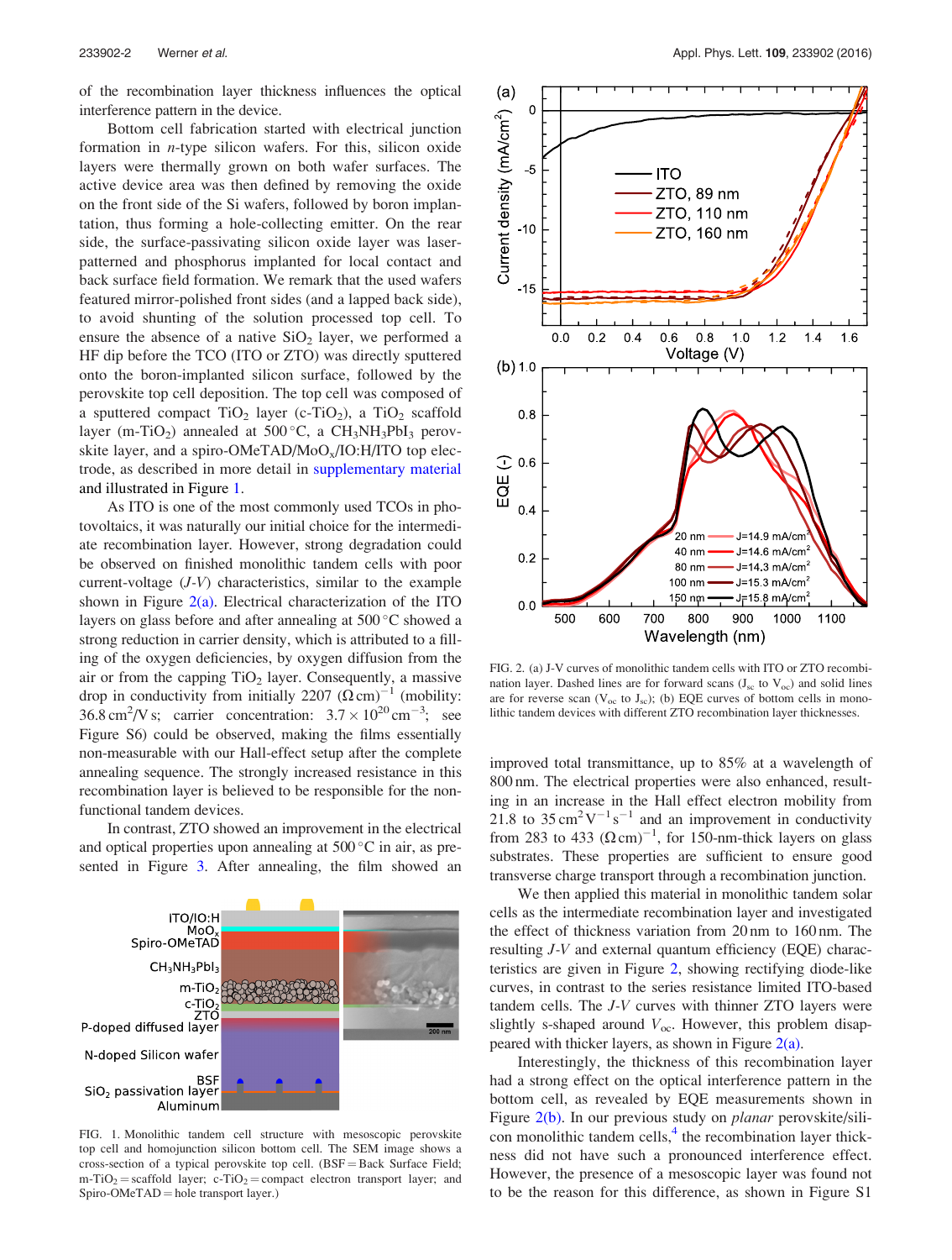of the recombination layer thickness influences the optical interference pattern in the device.

Bottom cell fabrication started with electrical junction formation in *n*-type silicon wafers. For this, silicon oxide layers were thermally grown on both wafer surfaces. The active device area was then defined by removing the oxide on the front side of the Si wafers, followed by boron implantation, thus forming a hole-collecting emitter. On the rear side, the surface-passivating silicon oxide layer was laser-patterned and phosphorus implanted for local contact and back surface field formation. We remark that the used wafers featured mirror-polished front sides (and a lapped back side), to avoid shunting of the solution processed top cell. To ensure the absence of a native $SiO_2$ layer, we performed a HF dip before the TCO (ITO or ZTO) was directly sputtered onto the boron-implanted silicon surface, followed by the perovskite top cell deposition. The top cell was composed of a sputtered compact $TiO_2$ layer (c-$TiO_2$), a $TiO_2$ scaffold layer (m-$TiO_2$) annealed at 500 °C, a $CH_3NH_3PbI_3$ perovskite layer, and a spiro-OMeTAD/$MoO_x$/IO:H/ITO top electrode, as described in more detail in supplementary material and illustrated in Figure 1.

As ITO is one of the most commonly used TCOs in photovoltaics, it was naturally our initial choice for the intermediate recombination layer. However, strong degradation could be observed on finished monolithic tandem cells with poor current-voltage (*J-V*) characteristics, similar to the example shown in Figure 2(a). Electrical characterization of the ITO layers on glass before and after annealing at 500 °C showed a strong reduction in carrier density, which is attributed to a filling of the oxygen deficiencies, by oxygen diffusion from the air or from the capping $TiO_2$ layer. Consequently, a massive drop in conductivity from initially 2207 $(\Omega\,\mathrm{cm})^{-1}$ (mobility: 36.8 $\mathrm{cm^2/V\,s}$; carrier concentration: $3.7 \times 10^{20}\,\mathrm{cm^{-3}}$; see Figure S6) could be observed, making the films essentially non-measurable with our Hall-effect setup after the complete annealing sequence. The strongly increased resistance in this recombination layer is believed to be responsible for the non-functional tandem devices.

In contrast, ZTO showed an improvement in the electrical and optical properties upon annealing at 500 °C in air, as presented in Figure 3. After annealing, the film showed an improved total transmittance, up to 85% at a wavelength of 800 nm. The electrical properties were also enhanced, resulting in an increase in the Hall effect electron mobility from 21.8 to 35 $\mathrm{cm^2\,V^{-1}\,s^{-1}}$ and an improvement in conductivity from 283 to 433 $(\Omega\,\mathrm{cm})^{-1}$, for 150-nm-thick layers on glass substrates. These properties are sufficient to ensure good transverse charge transport through a recombination junction.

FIG. 1. Monolithic tandem cell structure with mesoscopic perovskite top cell and homojunction silicon bottom cell. The SEM image shows a cross-section of a typical perovskite top cell. (BSF = Back Surface Field; m-$TiO_2$ = scaffold layer; c-$TiO_2$ = compact electron transport layer; and Spiro-OMeTAD = hole transport layer.)

FIG. 2. (a) J-V curves of monolithic tandem cells with ITO or ZTO recombination layer. Dashed lines are for forward scans ($J_{sc}$ to $V_{oc}$) and solid lines are for reverse scan ($V_{oc}$ to $J_{sc}$); (b) EQE curves of bottom cells in monolithic tandem devices with different ZTO recombination layer thicknesses.

We then applied this material in monolithic tandem solar cells as the intermediate recombination layer and investigated the effect of thickness variation from 20 nm to 160 nm. The resulting *J-V* and external quantum efficiency (EQE) characteristics are given in Figure 2, showing rectifying diode-like curves, in contrast to the series resistance limited ITO-based tandem cells. The *J-V* curves with thinner ZTO layers were slightly s-shaped around $V_{oc}$. However, this problem disappeared with thicker layers, as shown in Figure 2(a).

Interestingly, the thickness of this recombination layer had a strong effect on the optical interference pattern in the bottom cell, as revealed by EQE measurements shown in Figure 2(b). In our previous study on *planar* perovskite/silicon monolithic tandem cells,[4] the recombination layer thickness did not have such a pronounced interference effect. However, the presence of a mesoscopic layer was found not to be the reason for this difference, as shown in Figure S1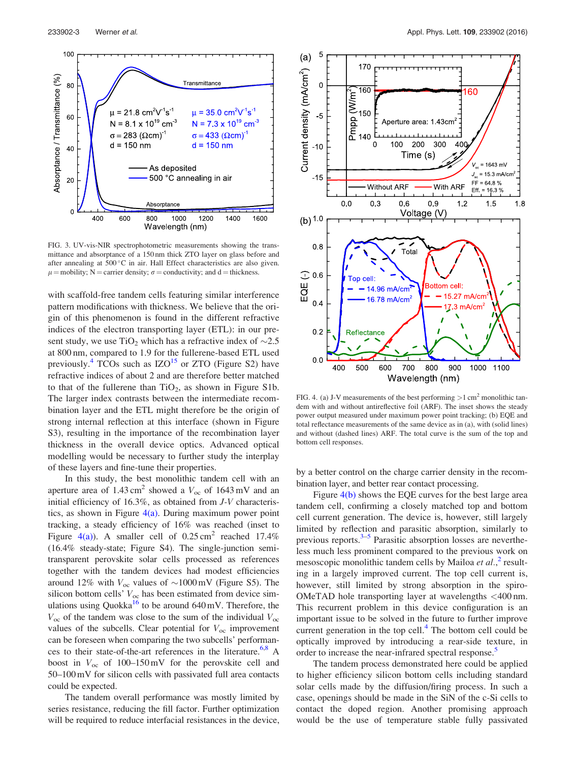FIG. 3. UV-vis-NIR spectrophotometric measurements showing the transmittance and absorptance of a 150 nm thick ZTO layer on glass before and after annealing at 500 °C in air. Hall Effect characteristics are also given. $\mu$ = mobility; N = carrier density; $\sigma$ = conductivity; and d = thickness.

with scaffold-free tandem cells featuring similar interference pattern modifications with thickness. We believe that the origin of this phenomenon is found in the different refractive indices of the electron transporting layer (ETL): in our present study, we use $TiO_2$ which has a refractive index of ~2.5 at 800 nm, compared to 1.9 for the fullerene-based ETL used previously.[4] TCOs such as IZO[15] or ZTO (Figure S2) have refractive indices of about 2 and are therefore better matched to that of the fullerene than $TiO_2$, as shown in Figure S1b. The larger index contrasts between the intermediate recombination layer and the ETL might therefore be the origin of strong internal reflection at this interface (shown in Figure S3), resulting in the importance of the recombination layer thickness in the overall device optics. Advanced optical modelling would be necessary to further study the interplay of these layers and fine-tune their properties.

In this study, the best monolithic tandem cell with an aperture area of 1.43 $cm^2$ showed a $V_{oc}$ of 1643 mV and an initial efficiency of 16.3%, as obtained from *J-V* characteristics, as shown in Figure 4(a). During maximum power point tracking, a steady efficiency of 16% was reached (inset to Figure 4(a)). A smaller cell of 0.25 $cm^2$ reached 17.4% (16.4% steady-state; Figure S4). The single-junction semi-transparent perovskite solar cells processed as references together with the tandem devices had modest efficiencies around 12% with $V_{oc}$ values of ~1000 mV (Figure S5). The silicon bottom cells' $V_{oc}$ has been estimated from device simulations using Quokka[16] to be around 640 mV. Therefore, the $V_{oc}$ of the tandem was close to the sum of the individual $V_{oc}$ values of the subcells. Clear potential for $V_{oc}$ improvement can be foreseen when comparing the two subcells' performances to their state-of-the-art references in the literature.[6,8] A boost in $V_{oc}$ of 100–150 mV for the perovskite cell and 50–100 mV for silicon cells with passivated full area contacts could be expected.

The tandem overall performance was mostly limited by series resistance, reducing the fill factor. Further optimization will be required to reduce interfacial resistances in the device, by a better control on the charge carrier density in the recombination layer, and better rear contact processing.

FIG. 4. (a) J-V measurements of the best performing >1 $cm^2$ monolithic tandem with and without antireflective foil (ARF). The inset shows the steady power output measured under maximum power point tracking; (b) EQE and total reflectance measurements of the same device as in (a), with (solid lines) and without (dashed lines) ARF. The total curve is the sum of the top and bottom cell responses.

Figure 4(b) shows the EQE curves for the best large area tandem cell, confirming a closely matched top and bottom cell current generation. The device is, however, still largely limited by reflection and parasitic absorption, similarly to previous reports.[3–5] Parasitic absorption losses are nevertheless much less prominent compared to the previous work on mesoscopic monolithic tandem cells by Mailoa *et al.*,[2] resulting in a largely improved current. The top cell current is, however, still limited by strong absorption in the spiro-OMeTAD hole transporting layer at wavelengths <400 nm. This recurrent problem in this device configuration is an important issue to be solved in the future to further improve current generation in the top cell.[4] The bottom cell could be optically improved by introducing a rear-side texture, in order to increase the near-infrared spectral response.[5]

The tandem process demonstrated here could be applied to higher efficiency silicon bottom cells including standard solar cells made by the diffusion/firing process. In such a case, openings should be made in the SiN of the c-Si cells to contact the doped region. Another promising approach would be the use of temperature stable fully passivated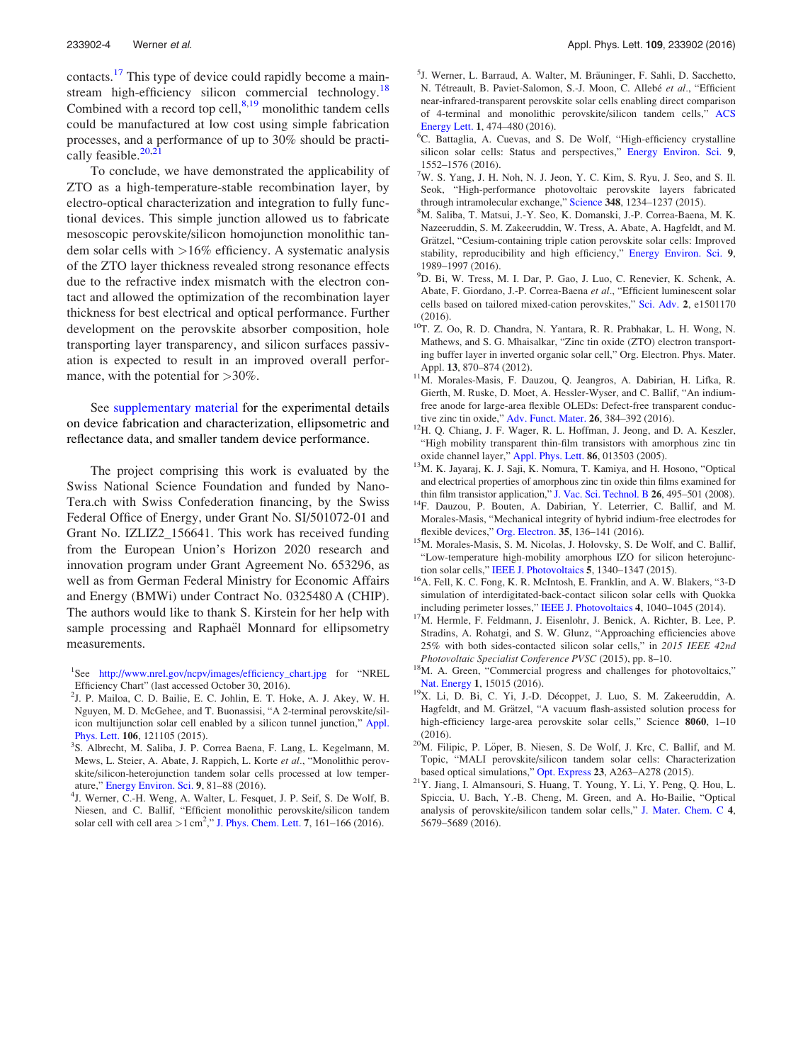contacts.[17] This type of device could rapidly become a mainstream high-efficiency silicon commercial technology.[18] Combined with a record top cell,[8,19] monolithic tandem cells could be manufactured at low cost using simple fabrication processes, and a performance of up to 30% should be practically feasible.[20,21]

To conclude, we have demonstrated the applicability of ZTO as a high-temperature-stable recombination layer, by electro-optical characterization and integration to fully functional devices. This simple junction allowed us to fabricate mesoscopic perovskite/silicon homojunction monolithic tandem solar cells with >16% efficiency. A systematic analysis of the ZTO layer thickness revealed strong resonance effects due to the refractive index mismatch with the electron contact and allowed the optimization of the recombination layer thickness for best electrical and optical performance. Further development on the perovskite absorber composition, hole transporting layer transparency, and silicon surfaces passivation is expected to result in an improved overall performance, with the potential for >30%.

See supplementary material for the experimental details on device fabrication and characterization, ellipsometric and reflectance data, and smaller tandem device performance.

The project comprising this work is evaluated by the Swiss National Science Foundation and funded by Nano-Tera.ch with Swiss Confederation financing, by the Swiss Federal Office of Energy, under Grant No. SI/501072-01 and Grant No. IZLIZ2_156641. This work has received funding from the European Union's Horizon 2020 research and innovation program under Grant Agreement No. 653296, as well as from German Federal Ministry for Economic Affairs and Energy (BMWi) under Contract No. 0325480 A (CHIP). The authors would like to thank S. Kirstein for her help with sample processing and Raphaël Monnard for ellipsometry measurements.

[1]See http://www.nrel.gov/ncpv/images/efficiency_chart.jpg for "NREL Efficiency Chart" (last accessed October 30, 2016).

[2]J. P. Mailoa, C. D. Bailie, E. C. Johlin, E. T. Hoke, A. J. Akey, W. H. Nguyen, M. D. McGehee, and T. Buonassisi, "A 2-terminal perovskite/silicon multijunction solar cell enabled by a silicon tunnel junction," Appl. Phys. Lett. **106**, 121105 (2015).

[3]S. Albrecht, M. Saliba, J. P. Correa Baena, F. Lang, L. Kegelmann, M. Mews, L. Steier, A. Abate, J. Rappich, L. Korte *et al.*, "Monolithic perovskite/silicon-heterojunction tandem solar cells processed at low temperature," Energy Environ. Sci. **9**, 81–88 (2016).

[4]J. Werner, C.-H. Weng, A. Walter, L. Fesquet, J. P. Seif, S. De Wolf, B. Niesen, and C. Ballif, "Efficient monolithic perovskite/silicon tandem solar cell with cell area >1 cm$^2$," J. Phys. Chem. Lett. **7**, 161–166 (2016).

[5]J. Werner, L. Barraud, A. Walter, M. Bräuninger, F. Sahli, D. Sacchetto, N. Tétreault, B. Paviet-Salomon, S.-J. Moon, C. Allebé *et al.*, "Efficient near-infrared-transparent perovskite solar cells enabling direct comparison of 4-terminal and monolithic perovskite/silicon tandem cells," ACS Energy Lett. **1**, 474–480 (2016).

[6]C. Battaglia, A. Cuevas, and S. De Wolf, "High-efficiency crystalline silicon solar cells: Status and perspectives," Energy Environ. Sci. **9**, 1552–1576 (2016).

[7]W. S. Yang, J. H. Noh, N. J. Jeon, Y. C. Kim, S. Ryu, J. Seo, and S. Il. Seok, "High-performance photovoltaic perovskite layers fabricated through intramolecular exchange," Science **348**, 1234–1237 (2015).

[8]M. Saliba, T. Matsui, J.-Y. Seo, K. Domanski, J.-P. Correa-Baena, M. K. Nazeeruddin, S. M. Zakeeruddin, W. Tress, A. Abate, A. Hagfeldt, and M. Grätzel, "Cesium-containing triple cation perovskite solar cells: Improved stability, reproducibility and high efficiency," Energy Environ. Sci. **9**, 1989–1997 (2016).

[9]D. Bi, W. Tress, M. I. Dar, P. Gao, J. Luo, C. Renevier, K. Schenk, A. Abate, F. Giordano, J.-P. Correa-Baena *et al.*, "Efficient luminescent solar cells based on tailored mixed-cation perovskites," Sci. Adv. **2**, e1501170 (2016).

[10]T. Z. Oo, R. D. Chandra, N. Yantara, R. R. Prabhakar, L. H. Wong, N. Mathews, and S. G. Mhaisalkar, "Zinc tin oxide (ZTO) electron transporting buffer layer in inverted organic solar cell," Org. Electron. Phys. Mater. Appl. **13**, 870–874 (2012).

[11]M. Morales-Masis, F. Dauzou, Q. Jeangros, A. Dabirian, H. Lifka, R. Gierth, M. Ruske, D. Moet, A. Hessler-Wyser, and C. Ballif, "An indium-free anode for large-area flexible OLEDs: Defect-free transparent conductive zinc tin oxide," Adv. Funct. Mater. **26**, 384–392 (2016).

[12]H. Q. Chiang, J. F. Wager, R. L. Hoffman, J. Jeong, and D. A. Keszler, "High mobility transparent thin-film transistors with amorphous zinc tin oxide channel layer," Appl. Phys. Lett. **86**, 013503 (2005).

[13]M. K. Jayaraj, K. J. Saji, K. Nomura, T. Kamiya, and H. Hosono, "Optical and electrical properties of amorphous zinc tin oxide thin films examined for thin film transistor application," J. Vac. Sci. Technol. B **26**, 495–501 (2008).

[14]F. Dauzou, P. Bouten, A. Dabirian, Y. Leterrier, C. Ballif, and M. Morales-Masis, "Mechanical integrity of hybrid indium-free electrodes for flexible devices," Org. Electron. **35**, 136–141 (2016).

[15]M. Morales-Masis, S. M. Nicolas, J. Holovsky, S. De Wolf, and C. Ballif, "Low-temperature high-mobility amorphous IZO for silicon heterojunction solar cells," IEEE J. Photovoltaics **5**, 1340–1347 (2015).

[16]A. Fell, K. C. Fong, K. R. McIntosh, E. Franklin, and A. W. Blakers, "3-D simulation of interdigitated-back-contact silicon solar cells with Quokka including perimeter losses," IEEE J. Photovoltaics **4**, 1040–1045 (2014).

[17]M. Hermle, F. Feldmann, J. Eisenlohr, J. Benick, A. Richter, B. Lee, P. Stradins, A. Rohatgi, and S. W. Glunz, "Approaching efficiencies above 25% with both sides-contacted silicon solar cells," in *2015 IEEE 42nd Photovoltaic Specialist Conference PVSC* (2015), pp. 8–10.

[18]M. A. Green, "Commercial progress and challenges for photovoltaics," Nat. Energy **1**, 15015 (2016).

[19]X. Li, D. Bi, C. Yi, J.-D. Décoppet, J. Luo, S. M. Zakeeruddin, A. Hagfeldt, and M. Grätzel, "A vacuum flash-assisted solution process for high-efficiency large-area perovskite solar cells," Science **8060**, 1–10 (2016).

[20]M. Filipic, P. Löper, B. Niesen, S. De Wolf, J. Krc, C. Ballif, and M. Topic, "MALI perovskite/silicon tandem solar cells: Characterization based optical simulations," Opt. Express **23**, A263–A278 (2015).

[21]Y. Jiang, I. Almansouri, S. Huang, T. Young, Y. Li, Y. Peng, Q. Hou, L. Spiccia, U. Bach, Y.-B. Cheng, M. Green, and A. Ho-Baillie, "Optical analysis of perovskite/silicon tandem solar cells," J. Mater. Chem. C **4**, 5679–5689 (2016).